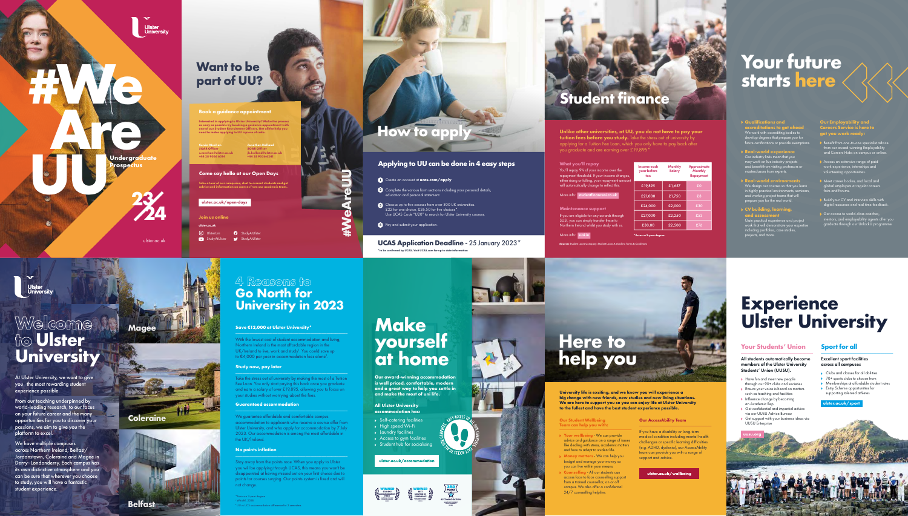Ulster University

# #We Are UU

Undergraduate Prospectus

23/24

ulster.ac.uk

## Want to be part of UU?

### Book a guidance appointment

Interested in applying to Ulster University? Make the process as easy as possible by booking a guidance appointment with one of our Student Recruitment Officers. Get all the help you need to make applying to UU a piece of cake.

Conor Meehan
SORR Officer
c.meehan@ulster.ac.uk
+44 28 9036 6314

Jonathan Holland
SORR Officer
jk.holland@ulster.ac.uk
+44 28 9036 6201

### Come say hello at our Open Days

Take a tour of our campuses, chat to current students and get advice and information on courses from our academic teams.

ulster.ac.uk/open-days

### Join us online

ulster.ac.uk

- UlsterUni
- StudyAtUlster
- StudyAtUlster
- StudyAtUlster

## How to apply

#WeAreUU

### Applying to UU can be done in 4 easy steps

1. Create an account at **ucas.com/apply**
2. Complete the various form sections including your personal details, education and personal statement.
3. Choose up to five courses from over 300 UK universities. £22 for one choice, £26.50 for five choices*. Use UCAS Code "U20" to search for Ulster University courses.
4. Pay and submit your application.

**UCAS Application Deadline -** 25 January 2023*

*to be confirmed by UCAS. Visit UCAS.com for up to date information

## Student finance

**Unlike other universities, at UU, you do not have to pay your tuition fees before you study.** Take the stress out of university by applying for a Tuition Fee Loan, which you only have to pay back after you graduate and are earning over £19,895*

### What you'll repay

You'll repay 9% of your income over the repayment threshold. If your income changes, either rising or falling, your repayment amount will automatically change to reflect this.

| Income each year before tax | Monthly Salary | Approximate Monthly Repayment |
|---|---|---|
| £19,895 | £1,657 | £0 |
| £21,000 | £1,750 | £8 |
| £24,000 | £2,000 | £30 |
| £27,000 | £2,250 | £53 |
| £30,00 | £2,500 | £76 |

More info: studentfinanceni.co.uk

*Across a 3-year degree.

### Maintenance support

If you are eligible for any awards through SUSI, you can simply transfer these to Northern Ireland whilst you study with us.

More info: susi.ie

Source: Student Loans Company: Student Loans A Guide to Terms & Conditions

## Your future starts here

### Qualifications and accreditations to get ahead

We work with accrediting bodies to develop degrees that prepare you for future certifications or provide exemptions.

### Real-world experience

Our industry links mean that you may work on live industry projects and benefit from visiting professors or masterclasses from experts.

### Real-world environments

We design our courses so that you learn in highly practical environments, seminars, and working project teams that will prepare you for the real world.

### CV building, learning, and assessment

Gain practical experience and project work that will demonstrate your expertise including portfolios, case studies, projects, and more.

### Our Employability and Careers Service is here to get you work ready:

- Benefit from one-to-one specialist advice from our award-winning Employability and Careers Hubs on campus or online.
- Access an extensive range of paid work experience, internships and volunteering opportunities.
- Meet career bodies, and local and global employers at regular careers fairs and forums.
- Build your CV and interview skills with digital resources and real-time feedback.
- Get access to world-class coaches, mentors, and employability agents after you graduate through our UnlockU programme.

Ulster University

## Welcome to Ulster University

At Ulster University, we want to give you the most rewarding student experience possible.

From our teaching underpinned by world-leading research, to our focus on your future career and the many opportunities for you to discover your passions, we aim to give you the platform to excel.

We have multiple campuses across Northern Ireland; Belfast/Jordanstown, Coleraine and Magee in Derry~Londonderry. Each campus has its own distinctive atmosphere and you can be sure that wherever you choose to study, you will have a fantastic student experience.

Magee

Coleraine

Belfast

## 4 Reasons to Go North for University in 2023

### Save €12,000 at Ulster University*

With the lowest cost of student accommodation and living, Northern Ireland is the most affordable region in the UK/Ireland to live, work and study[1]. You could save up to €4,000 per year in accommodation fees alone[2].

### Study now, pay later

Take the stress out of university by making the most of a Tuition Fee Loan. You only start paying this back once you graduate and earn a salary of over £19,895, allowing you to focus on your studies without worrying about the fees.

### Guaranteed accommodation

We guarantee affordable and comfortable campus accommodation to applicants who receive a course offer from Ulster University, and who apply for accommodation by 1 July 2023. Our accommodation is among the most affordable in the UK/Ireland.

### No points inflation

Stay away from the points race. When you apply to Ulster you will be applying through UCAS; this means you won't be disappointed at having missed out on your first choice due to points for courses surging. Our points system is fixed and will not change.

*Across a 3-year degree
[1] Whatuni, 2019
[2] UU vs UCD accommodation difference for 3 semesters

## Make yourself at home

**Our award-winning accommodation is well priced, comfortable, modern and a great way to help you settle in and make the most of uni life.**

### All Ulster University accommodation has:

- Self-catering facilities
- High speed Wi-Fi
- Laundry facilities
- Access to gym facilities
- Student hub for socialising

Easy access to all UU campuses

ulster.ac.uk/accommodation

## Here to help you

**University life is exciting, and we know you will experience a big change with new friends, new studies and new living situations. We are here to support you so you can enjoy life at Ulster University to the fullest and have the best student experience possible.**

### Our Student Wellbeing Team can help you with:

- **Your wellbeing** - We can provide advice and guidance on a range of issues like dealing with stress, academic matters and how to adapt to student life.
- **Money matters** - We can help you budget and manage your money so you can live within your means.
- **Counselling** - All our students can access face to face counselling support from a trained counsellor, on or off campus. We also offer a confidential 24/7 counselling helpline.

### Our AccessAbility Team

If you have a disability or long-term medical condition including mental health challenges or specific learning difficulties (e.g. ADHD, dyslexia), our AccessAbility team can provide you with a range of support and advice.

ulster.ac.uk/wellbeing

## Experience Ulster University

### Your Students' Union

**All students automatically become members of the Ulster University Students' Union (UUSU).**

- Have fun and meet new people through our 90+ clubs and societies
- Ensure your voice is heard on matters such as teaching and facilities
- Influence change by becoming an Academic Rep
- Get confidential and impartial advice via our UUSU Advice Bureau
- Get support with your business ideas via UUSU Enterprise

uusu.org

### Sport for all

**Excellent sport facilities across all campuses**

- Clubs and classes for all abilities
- 70+ sports clubs to choose from
- Memberships at affordable student rates
- Entry Scheme opportunities for supporting talented athletes

ulster.ac.uk/sport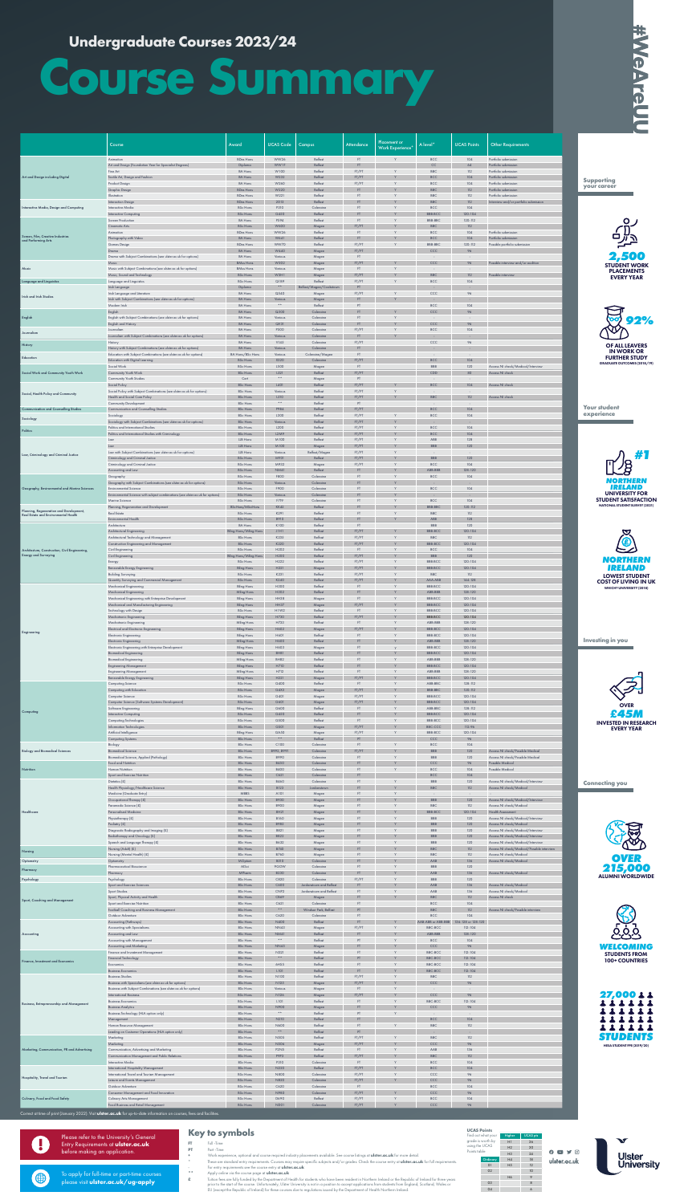# Undergraduate Courses 2023/24

# Course Summary

#WeAreUU

| | Course | Award | UCAS Code | Campus | Attendance | Placement or Work Experience* | A level^ | UCAS Points | Other Requirements |
|---|---|---|---|---|---|---|---|---|---|
| Art and Design including Digital | Animation | BDes Hons | WW26 | Belfast | FT | Y | BCC | 104 | Portfolio submission |
| | Art and Design (Foundation Year for Specialist Degrees) | Diploma | W991 | Belfast | FT | | CC | 64 | Portfolio submission |
| | Fine Art | BA Hons | W100 | Belfast | FT/PT | Y | BBC | 112 | Portfolio submission |
| | Textile Art, Design and Fashion | BA Hons | W231 | Belfast | FT/PT | Y | BCC | 104 | Portfolio submission |
| | Product Design | BDes Hons | W240 | Belfast | FT/PT | Y | BCC | 104 | Portfolio submission |
| | Graphic Design | BDes Hons | W220 | Belfast | FT | Y | BBC | 112 | Portfolio submission |
| | Illustration | BDes Hons | W221 | Belfast | FT | Y | BBC | 112 | Portfolio submission |
| Interactive Media, Design and Computing | Interaction Design | BDes Hons | 2I13 | Belfast | FT | Y | BBC | 112 | Interview and/or portfolio submission |
| | Interactive Media | BSc Hons | P310 | Coleraine | FT | Y | BCC | 104 | |
| | Interactive Computing | BSc Hons | G403 | Belfast | FT | Y | BBB-BCC | 120-104 | |
| Screen, Film, Creative Industries and Performing Arts | Screen Production | BA Hons | P314 | Belfast | FT | Y | BBB-BBC | 120-112 | |
| | Cinematic Arts | BA Hons | W620 | Magee | FT/PT | Y | BBC | 112 | |
| | Animation | BDes Hons | WW26 | Belfast | FT | Y | BCC | 104 | Portfolio submission |
| | Photography with Video | BA Hons | W641 | Belfast | FT | Y | BCC | 104 | Portfolio submission |
| | Games Design | BDes Hons | WW79 | Belfast | FT/PT | Y | BBB-BBC | 120-112 | Possible portfolio submission |
| | Drama | BA Hons | W440 | Magee | FT/PT | | CCC | 96 | |
| | Drama with Subject Combinations (see ulster.ac.uk for options) | BA Hons | Various | Magee | FT | | | | |
| Music | Music | BMus Hons | W300 | Magee | FT/PT | Y | CCC | 96 | Possible interview and/or audition |
| | Music with Subject Combinations (see ulster.ac.uk for options) | BMus Hons | Various | Magee | FT | Y | | | |
| | Music, Sound and Technology | BSc Hons | W361 | Magee | FT/PT | Y | BBC | 112 | Possible interview |
| Language and Linguistics | Language and Linguistics | BA Hons | Q189 | Belfast | FT/PT | Y | BCC | 104 | |
| Irish and Irish Studies | Irish Language | Diploma | | Belfast/Magee/Coleraine | PT | | | | |
| | Irish Language and Literature | BA Hons | Q560 | Magee | FT/PT | Y | CCC | 96 | |
| | Irish with Subject Combinations (see ulster.ac.uk for options) | BA Hons | Various | Magee | FT | Y | | | |
| | Modern Irish | BA Hons | ** | Belfast | FT | | BCC | 104 | |
| English | English | BA Hons | Q300 | Coleraine | FT | Y | CCC | 96 | |
| | English with Subject Combinations (see ulster.ac.uk for options) | BA Hons | Various | Coleraine | FT | Y | | | |
| | English and History | BA Hons | QV31 | Coleraine | FT | Y | CCC | 96 | |
| Journalism | Journalism | BA Hons | P500 | Coleraine | FT/PT | Y | BCC | 104 | |
| | Journalism with Subject Combinations (see ulster.ac.uk for options) | BA Hons | Various | Coleraine | FT | Y | | | |
| History | History | BA Hons | V140 | Coleraine | FT/PT | Y | CCC | 96 | |
| | History with Subject Combinations (see ulster.ac.uk for options) | BA Hons | Various | Coleraine | FT | Y | | | |
| Education | Education with Subject Combinations (see ulster.ac.uk for options) | BA Hons/BSc Hons | Various | Coleraine/Magee | FT | | - | - | |
| | Education with Digital Learning | BSc Hons | X320 | Coleraine | FT/PT | Y | BCC | 104 | |
| Social Work and Community Youth Work | Social Work | BSc Hons | L508 | Magee | FT | Y | BBB | 120 | Access NI check/Medical/Interview |
| | Community Youth Work | BSc Hons | L521 | Belfast | FT/PT | Y | CDD | 80 | Access NI check |
| | Community Youth Studies | Cert | ** | Magee | PT | | | | |
| Social, Health Policy and Community | Social Policy | BSc Hons | L401 | Belfast | FT/PT | Y | BCC | 104 | Access NI check |
| | Social Policy with Subject Combinations (see ulster.ac.uk for options) | BSc Hons | Various | Belfast | FT | Y | | | |
| | Health and Social Care Policy | BSc Hons | L510 | Belfast | FT/PT | Y | BBC | 112 | Access NI check |
| | Community Development | BSc Hons | ** | Belfast | PT | | | | |
| Communication and Counselling Studies | Communication and Counselling Studies | BSc Hons | P986 | Belfast | FT/PT | | BCC | 104 | |
| Sociology | Sociology | BSc Hons | L300 | Belfast | FT/PT | Y | BCC | 104 | |
| | Sociology with Subject Combinations (see ulster.ac.uk for options) | BSc Hons | Various | Belfast | FT/PT | Y | | | |
| Politics | Politics and International Studies | BSc Hons | L200 | Belfast | FT/PT | Y | BCC | 104 | |
| | Politics and International Studies with Criminology | BSc Hons | L2M9 | Belfast | FT/PT | Y | BCC | 104 | |
| Law, Criminology and Criminal Justice | Law | LLB Hons | M100 | Belfast | FT/PT | Y | ABB | 128 | |
| | Law | LLB Hons | M100 | Magee | FT/PT | Y | ABB | 128 | |
| | Law with Subject Combinations (see ulster.ac.uk for options) | LLB Hons | Various | Belfast/Magee | FT/PT | Y | | | |
| | Criminology and Criminal Justice | BSc Hons | M910 | Belfast | FT/PT | Y | BBB | 120 | |
| | Criminology and Criminal Justice | BSc Hons | M932 | Magee | FT/PT | Y | BCC | 104 | |
| | Accounting and Law | BSc Hons | NM41 | Belfast | FT | Y | ABB-BBB | 128-120 | |
| Geography, Environmental and Marine Sciences | Geography | BSc Hons | F800 | Coleraine | FT | Y | BBB | 120 | |
| | Geography with Subject Combinations (see ulster.ac.uk for options) | BSc Hons | Various | Coleraine | FT | Y | | | |
| | Environmental Science | BSc Hons | F900 | Coleraine | FT | Y | BCC | 104 | |
| | Environmental Science with subject combinations (see ulster.ac.uk for options) | BSc Hons | Various | Coleraine | FT | Y | | | |
| | Marine Science | BSc Hons | F719 | Coleraine | FT | Y | BCC | 104 | |
| Planning, Regeneration and Development, Real Estate and Environmental Health | Planning, Regeneration and Development | BSc Hons/MSci Hons | 1K42 | Belfast | FT | Y | BBB-BBC | 120-112 | |
| | Real Estate | BSc Hons | K291 | Belfast | FT | Y | BBC | 112 | |
| | Environmental Health | BSc Hons | B910 | Belfast | FT | Y | ABB | 128 | |
| Architecture, Construction, Civil Engineering, Energy and Surveying | Architecture | BA Hons | K100 | Belfast | FT | | BBB | 120 | |
| | Architectural Engineering | BEng Hons/MEng Hons | 1H11 | Belfast | FT/PT | Y | BBB-BCC | 120-104 | |
| | Architectural Technology and Management | BSc Hons | K236 | Belfast | FT/PT | Y | BBC | 112 | |
| | Construction Engineering and Management | BSc Hons | K220 | Belfast | FT/PT | Y | BBB-BCC | 120-104 | |
| | Civil Engineering | BSc Hons | H202 | Belfast | FT | Y | BCC | 104 | |
| | Civil Engineering | BEng Hons/MEng Hons | H200 | Belfast | FT/PT | Y | BBB | 120 | |
| | Energy | BSc Hons | H2Z2 | Belfast | FT/PT | Y | BBB-BCC | 120-104 | |
| | Renewable Energy Engineering | BEng Hons | H221 | Magee | FT/PT | Y | BBB-BCC | 120-104 | |
| | Building Surveying | BSc Hons | K231 | Belfast | FT/PT | Y | BBC | 112 | |
| | Quantity Surveying and Commercial Management | BSc Hons | K240 | Belfast | FT/PT | Y | AAA-ABB | 144-128 | |
| Engineering | Mechanical Engineering | BEng Hons | H300 | Belfast | FT | Y | BBB-BCC | 120-104 | |
| | Mechanical Engineering | MEng Hons | H302 | Belfast | FT | Y | ABB-BBB | 128-120 | |
| | Mechanical Engineering with Enterprise Development | BEng Hons | HH38 | Magee | FT | Y | BBB-BCC | 120-104 | |
| | Mechanical and Manufacturing Engineering | BEng Hons | HH37 | Magee | FT/PT | Y | BBB-BCC | 120-104 | |
| | Technology with Design | BSc Hons | H1W2 | Belfast | FT | Y | BBB-BCC | 120-104 | |
| | Mechatronic Engineering | BEng Hons | H730 | Belfast | FT/PT | Y | BBB-BCC | 120-104 | |
| | Mechatronic Engineering | MEng Hons | H733 | Belfast | FT | Y | ABB-BBB | 128-120 | |
| | Electrical and Electronic Engineering | BEng Hons | H662 | Magee | FT/PT | Y | BBB-BCC | 120-104 | |
| | Electronic Engineering | BEng Hons | H601 | Belfast | FT | Y | BBB-BCC | 120-104 | |
| | Electronic Engineering | MEng Hons | H600 | Belfast | FT | Y | ABB-BBB | 128-120 | |
| | Electronic Engineering with Enterprise Development | BEng Hons | H663 | Magee | FT | Y | BBB-BCC | 120-104 | |
| | Biomedical Engineering | BEng Hons | BH81 | Belfast | FT | Y | BBB-BCC | 120-104 | |
| | Biomedical Engineering | MEng Hons | BH82 | Belfast | FT | Y | ABB-BBB | 128-120 | |
| | Engineering Management | BEng Hons | H710 | Belfast | FT | Y | BBB-BCC | 120-104 | |
| | Engineering Management | MEng Hons | H712 | Belfast | FT | Y | ABB-BBB | 128-120 | |
| | Renewable Energy Engineering | BEng Hons | H221 | Magee | FT/PT | Y | BBB-BCC | 120-104 | |
| Computing | Computing Science | BSc Hons | G400 | Belfast | FT | Y | ABB-BBC | 128-112 | |
| | Computing with Education | BSc Hons | G4X3 | Magee | FT/PT | Y | BBB-BBC | 120-112 | |
| | Computer Science | BSc Hons | G401 | Magee | FT/PT | Y | BBB-BCC | 120-104 | |
| | Computer Science (Software Systems Development) | BSc Hons | G401 | Magee | FT/PT | Y | BBB-BCC | 120-104 | |
| | Software Engineering | BEng Hons | G600 | Belfast | FT | Y | ABB-BBC | 128-112 | |
| | Interactive Computing | BSc Hons | G403 | Belfast | FT | Y | BBB-BCC | 120-104 | |
| | Computing Technologies | BSc Hons | G500 | Belfast | FT | Y | BBB-BCC | 120-104 | |
| | Information Technologies | BSc Hons | G560 | Magee | FT/PT | Y | BBC-CCC | 112-96 | |
| | Artificial Intelligence | BEng Hons | GA30 | Magee | FT/PT | Y | BBB-BCC | 120-104 | |
| | Computing Systems | BSc Hons | ** | Belfast | PT | | CCC | 96 | |
| Biology and Biomedical Sciences | Biology | BSc Hons | C100 | Coleraine | FT | Y | BCC | 104 | |
| | Biomedical Science | BSc Hons | B992, B991 | Coleraine | FT/PT | Y | BBB | 120 | Access NI check/Possible Medical |
| | Biomedical Science, Applied (Pathology) | BSc Hons | B990 | Coleraine | FT | Y | BBB | 120 | Access NI check/Possible Medical |
| Nutrition | Food and Nutrition | BSc Hons | B410 | Coleraine | FT | Y | CCC | 96 | Possible Medical |
| | Human Nutrition | BSc Hons | B400 | Coleraine | FT | Y | BCC | 104 | Possible Medical |
| | Sport and Exercise Nutrition | BSc Hons | C621 | Coleraine | FT | | BCC | 104 | |
| Healthcare | Dietetics (#) | BSc Hons | B460 | Coleraine | FT | Y | BBB | 120 | Access NI check/Medical/Interview |
| | Health Physiology/Healthcare Science | BSc Hons | B123 | Londonderry | FT | Y | BBC | 112 | Access NI check/Medical |
| | Medicine (Graduate Entry) | MBBS | A101 | Magee | FT | Y | | | |
| | Occupational Therapy (#) | BSc Hons | B930 | Magee | FT | Y | BBB | 120 | Access NI check/Medical/Interview |
| | Paramedic Science (#) | BSc Hons | B950 | Magee | FT | Y | BBC | 112 | Access NI check/Medical |
| | Personalised Medicine | BSc Hons | BH11 | Magee | FT | Y | BBB-BCC | 120-104 | Health Assessment |
| | Physiotherapy (#) | BSc Hons | B160 | Magee | FT | Y | BBB | 120 | Access NI check/Medical/Interview |
| | Podiatry (#) | BSc Hons | B985 | Magee | FT | Y | BBB | 120 | Access NI check/Medical |
| | Diagnostic Radiography and Imaging (#) | BSc Hons | B821 | Magee | FT | Y | BBB | 120 | Access NI check/Medical/Interview |
| | Radiotherapy and Oncology (#) | BSc Hons | B822 | Magee | FT | Y | BBB | 120 | Access NI check/Medical/Interview |
| | Speech and Language Therapy (#) | BSc Hons | B620 | Magee | FT | Y | BBB | 120 | Access NI check/Medical/Interview |
| Nursing | Nursing (Adult) (#) | BSc Hons | B740 | Magee | FT | Y | BBC | 112 | Access NI check/Medical/Possible interview |
| | Nursing (Mental Health) (#) | BSc Hons | B760 | Magee | FT | Y | BBC | 112 | Access NI check/Medical |
| Optometry | Optometry | MOptom | B510 | Coleraine | FT | Y | AAB | 136 | Access NI check/Medical |
| Pharmacy | Pharmaceutical Bioscience | MSci | 9GOW | Coleraine | FT | Y | BBB | 120 | |
| | Pharmacy | MPharm | B230 | Coleraine | FT | Y | AAB | 136 | Access NI check/Medical |
| Psychology | Psychology | BSc Hons | C800 | Coleraine | FT/PT | Y | BBB | 120 | |
| Sport, Coaching and Management | Sport and Exercise Sciences | BSc Hons | C600 | Jordanstown and Belfast | FT | Y | AAB | 136 | Access NI check/Medical |
| | Sport Studies | BSc Hons | C9Y2 | Jordanstown and Belfast | FT | Y | AAB | 136 | Access NI check/Medical |
| | Sport, Physical Activity and Health | BSc Hons | C6 | Magee | FT | Y | BBC | 112 | Access NI check |
| | Sport and Exercise Nutrition | BSc Hons | C621 | Coleraine | FT | | BCC | 104 | |
| | Football Coaching and Business Management | BSc Hons | ** | Windsor Park, Belfast | FT | Y | BBC | 112 | Access NI check/Possible interview |
| | Outdoor Adventure | BSc Hons | C620 | Coleraine | FT | Y | BCC | 104 | |
| Accounting | Accounting (Pathways) | BSc Hons | N400 | Belfast | FT | Y | AAB-ABB or ABB-BBB | 136-128 or 128-120 | |
| | Accounting with Specialisms | BSc Hons | NN42 | Magee | FT/PT | Y | BBB-BCC | 112-104 | |
| | Accounting and Law | BSc Hons | NM41 | Belfast | FT | Y | ABB-BBB | 128-120 | |
| | Accounting with Management | BSc Hons | ** | Belfast | FT | Y | BCC | 104 | |
| | Accounting and Marketing | BSc Hons | NN45 | Magee | FT | Y | CCC | 96 | |
| Finance, Investment and Economics | Finance and Investment Management | BSc Hons | N323 | Belfast | FT | Y | BBC-BCC | 112-104 | |
| | Financial Technology | BSc Hons | ** | Belfast | FT | Y | BBC-BCC | 112-104 | |
| | Economics | BSc Hons | 6N55 | Belfast | FT | Y | BBC-BCC | 112-104 | |
| | Business Economics | BSc Hons | L101 | Belfast | FT | Y | BBC-BCC | 112-104 | |
| Business, Entrepreneurship and Management | Business Studies | BSc Hons | N100 | Belfast | FT/PT | Y | BBC | 112 | |
| | Business with Specialisms (see ulster.ac.uk for options) | BSc Hons | 1Y33 | Magee | FT/PT | Y | CCC | 96 | |
| | Business with Subject Combinations (see ulster.ac.uk for options) | BSc Hons | Various | Magee | FT | Y | | | |
| | International Business | BSc Hons | 1Y36 | Magee | FT/PT | Y | CCC | 96 | |
| | Business Economics | BSc Hons | L101 | Belfast | FT | Y | BBC-BCC | 112-104 | |
| | Business Analytics | BSc Hons | N908 | Magee | FT | Y | CCC | 96 | |
| | Business Technology (HEA option only) | BSc Hons | ** | Belfast | PT | Y | | | |
| | Management | BSc Hons | N210 | Belfast | FT | Y | BCC | 104 | |
| | Human Resource Management | BSc Hons | N600 | Belfast | FT | Y | BBC | 112 | |
| Marketing, Communication, PR and Advertising | Leading on Customer Operations (HEA option only) | BSc Hons | ** | Belfast | PT | | | | |
| | Marketing | BSc Hons | N500 | Belfast | FT/PT | Y | BBC | 112 | |
| | Marketing | BSc Hons | N506 | Magee | FT/PT | Y | CCC | 96 | |
| | Communication, Advertising and Marketing | BSc Hons | P2N5 | Belfast | FT | Y | AAB | 136 | |
| | Communication Management and Public Relations | BSc Hons | P9T3 | Belfast | FT/PT | Y | BBC | 112 | |
| | Interactive Media | BSc Hons | P310 | Coleraine | FT | Y | BCC | 104 | |
| Hospitality, Travel and Tourism | International Hospitality Management | BSc Hons | N220 | Belfast | FT/PT | Y | BCC | 104 | |
| | International Travel and Tourism Management | BSc Hons | N800 | Coleraine | FT/PT | Y | CCC | 96 | |
| | Leisure and Events Management | BSc Hons | N820 | Coleraine | FT/PT | Y | CCC | 96 | |
| | Outdoor Adventure | BSc Hons | C620 | Coleraine | FT | Y | BCC | 104 | |
| Culinary, Food and Food Safety | Consumer Management and Food Innovation | BSc Hons | N9N5 | Coleraine | FT/PT | Y | CCC | 96 | |
| | Culinary Arts Management | BSc Hons | 5M95 | Belfast | FT/PT | Y | BCC | 104 | |
| | Food Business and Retail Management | BSc Hons | N201 | Coleraine | FT/PT | Y | CCC | 96 | |

Correct at time of print (January 2022). Visit **ulster.ac.uk** for up-to-date information on courses, fees and facilities.

## Supporting your career

**2,500** STUDENT WORK PLACEMENTS EVERY YEAR

**92%** OF ALL LEAVERS IN WORK OR FURTHER STUDY
GRADUATE OUTCOMES (2018/19)

## Your student experience

**#1** NORTHERN IRELAND UNIVERSITY FOR STUDENT SATISFACTION
NATIONAL STUDENT SURVEY (2021)

NORTHERN IRELAND LOWEST STUDENT COST OF LIVING IN UK
WHICH? UNIVERSITY (2018)

## Investing in you

OVER **£45M** INVESTED IN RESEARCH EVERY YEAR

## Connecting you

OVER **215,000** ALUMNI WORLDWIDE

WELCOMING STUDENTS FROM 100+ COUNTRIES

**27,000** STUDENTS
HESA STUDENT FPE (2019/20)

Please refer to the University's General Entry Requirements at **ulster.ac.uk** before making an application.

To apply for full-time or part-time courses please visit **ulster.ac.uk/ug-apply**

## Key to symbols

**FT** Full -Time

**PT** Part -Time

\* Work experience, optional and course required industry placements available. See course listings at **ulster.ac.uk** for more detail.

^ These are standard entry requirements. Courses may require specific subjects and/or grades. Check the course entry at **ulster.ac.uk** for full requirements. For entry requirements see the course entry at **ulster.ac.uk**

\*\* Apply online via the course page at **ulster.ac.uk**

£ Tuition fees are fully funded by the Department of Health for students who have been resident in Northern Ireland or the Republic of Ireland for three years prior to the start of the course. Unfortunately, Ulster University is not in a position to accept applications from students from England, Scotland, Wales or EU (except the Republic of Ireland) for these courses due to regulations issued by the Department of Health Northern Ireland.

### UCAS Points

Find out what your grade is worth by using the UCAS Tariff table

| | Higher | UCAS pts |
|---|---|---|
| | H1 | 56 |
| | H2 | 52 |
| | H3 | 44 |
| Ordinary | H4 | 18 |
| O1 | H5 | 12 |
| O2 | | 10 |
| | H6 | 8 |
| O3 | | 8 |
| O4 | | 4 |

ulster.ac.uk

Ulster University